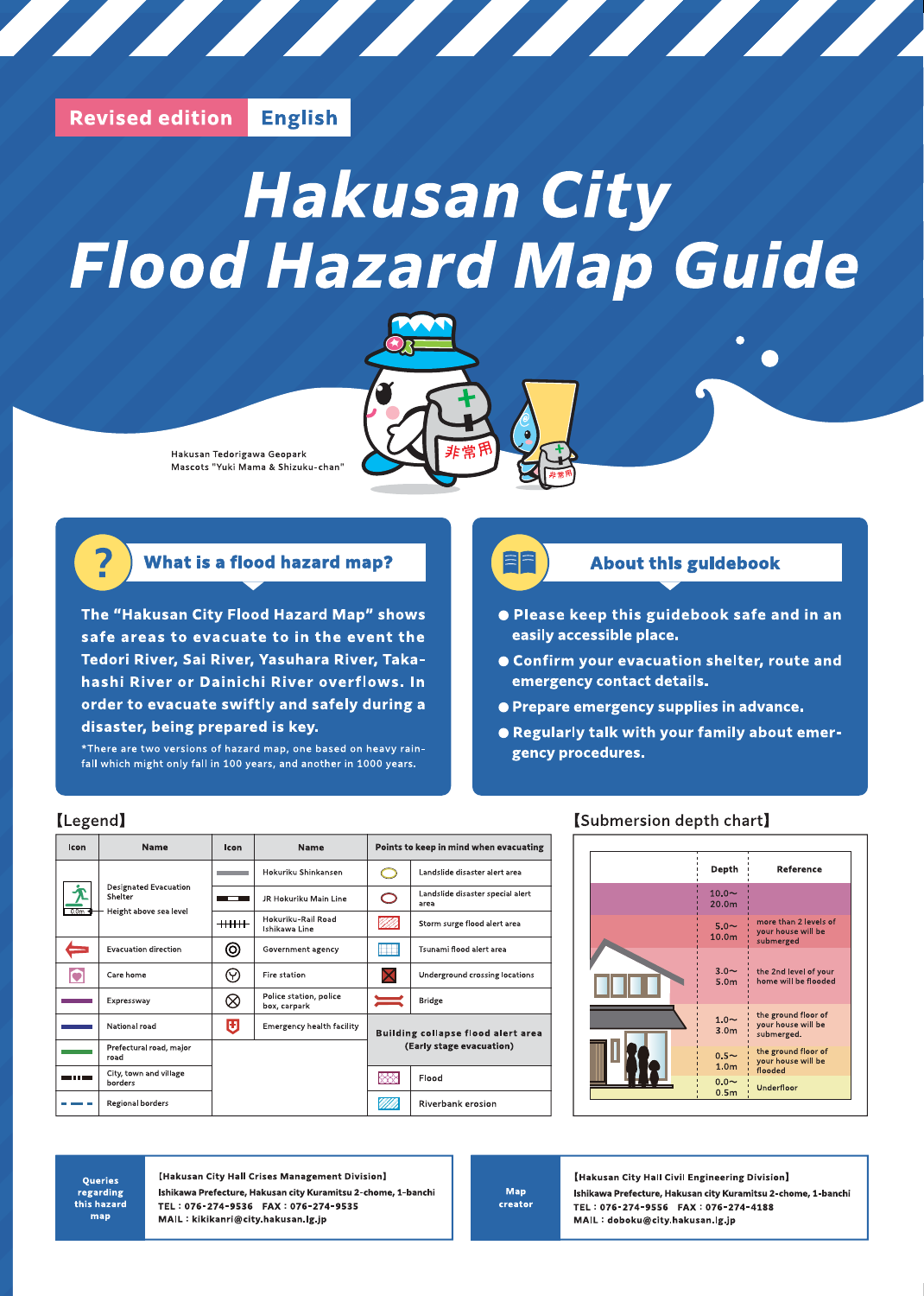Revised edition English

# Hakusan City Flood Hazard Map Guide

Hakusan Tedorigawa Geopark Mascots "Yuki Mama & Shizuku-chan"

## What is a flood hazard map?

**The "Hakusan City Flood Hazard Map" shows safe areas to evacuate to in the event the Tedori River, Sai River, Yasuhara River, Takahashi River or Dainichi River overflows. In order to evacuate swiftly and safely during a disaster, being prepared is key.**

*There are two versions of hazard map, one based on heavy rainfall which might only fall in 100 years, and another in 1000 years.

## About this guidebook

- **Please keep this guidebook safe and in an easily accessible place.**
- **Confirm your evacuation shelter, route and emergency contact details.**
- **Prepare emergency supplies in advance.**
- **Regularly talk with your family about emergency procedures.**

## 【Legend】

| Icon | Name | Icon | Name | Points to keep in mind when evacuating | |
|---|---|---|---|---|---|
| | Designated Evacuation Shelter / Height above sea level | | Hokuriku Shinkansen | | Landslide disaster alert area |
| | | | JR Hokuriku Main Line | | Landslide disaster special alert area |
| | | | Hokuriku-Rail Road Ishikawa Line | | Storm surge flood alert area |
| | Evacuation direction | | Government agency | | Tsunami flood alert area |
| | Care home | | Fire station | | Underground crossing locations |
| | Expressway | | Police station, police box, carpark | | Bridge |
| | National road | | Emergency health facility | Building collapse flood alert area (Early stage evacuation) | |
| | Prefectural road, major road | | | | Flood |
| | City, town and village borders | | | | Riverbank erosion |
| | Regional borders | | | | |

## 【Submersion depth chart】

| Depth | Reference |
|---|---|
| 10.0～20.0m | |
| 5.0～10.0m | more than 2 levels of your house will be submerged |
| 3.0～5.0m | the 2nd level of your home will be flooded |
| 1.0～3.0m | the ground floor of your house will be submerged. |
| 0.5～1.0m | the ground floor of your house will be flooded |
| 0.0～0.5m | Underfloor |

**Queries regarding this hazard map**

【Hakusan City Hall Crises Management Division】
Ishikawa Prefecture, Hakusan city Kuramitsu 2-chome, 1-banchi
TEL：076-274-9536 FAX：076-274-9535
MAIL：kikikanri@city.hakusan.lg.jp

**Map creator**

【Hakusan City Hall Civil Engineering Division】
Ishikawa Prefecture, Hakusan city Kuramitsu 2-chome, 1-banchi
TEL：076-274-9556 FAX：076-274-4188
MAIL：doboku@city.hakusan.lg.jp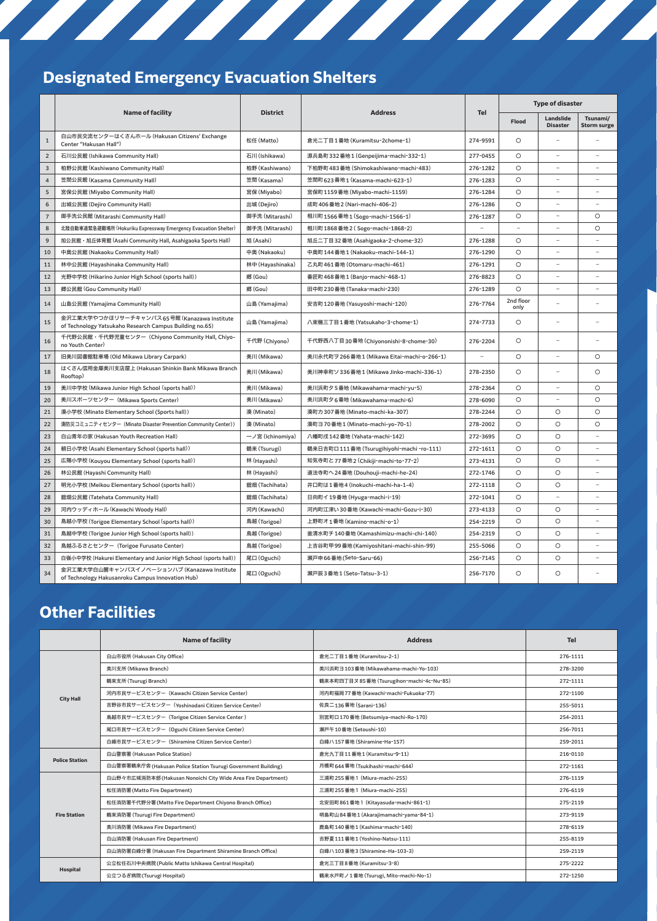# Designated Emergency Evacuation Shelters

| | Name of facility | District | Address | Tel | Type of disaster | | |
|---|---|---|---|---|---|---|---|
| | | | | | Flood | Landslide Disaster | Tsunami/ Storm surge |
| 1 | 白山市民交流センターはくさんホール (Hakusan Citizens' Exchange Center "Hakusan Hall") | 松任 (Matto) | 倉光二丁目1番地 (Kuramitsu-2chome-1) | 274-9591 | ○ | – | – |
| 2 | 石川公民館 (Ishikawa Community Hall) | 石川 (Ishikawa) | 源兵島町332番地1 (Genpeijima-machi-332-1) | 277-0455 | ○ | – | – |
| 3 | 柏野公民館 (Kashiwano Community Hall) | 柏野 (Kashiwano) | 下柏野町483番地 (Shimokashiwano-machi-483) | 276-1282 | ○ | – | – |
| 4 | 笠間公民館 (Kasama Community Hall) | 笠間 (Kasama) | 笠間町623番地1 (Kasama-machi-623-1) | 276-1283 | ○ | – | – |
| 5 | 宮保公民館 (Miyabo Community Hall) | 宮保 (Miyabo) | 宮保町1159番地 (Miyabo-machi-1159) | 276-1284 | ○ | – | – |
| 6 | 出城公民館 (Dejiro Community Hall) | 出城 (Dejiro) | 成町406番地2 (Nari-machi-406-2) | 276-1286 | ○ | – | – |
| 7 | 御手洗公民館 (Mitarashi Community Hall) | 御手洗 (Mitarashi) | 相川町1566番地1 (Sogo-machi-1566-1) | 276-1287 | ○ | – | ○ |
| 8 | 北陸自動車道緊急避難場所 (Hokuriku Expressway Emergency Evacuation Shelter) | 御手洗 (Mitarashi) | 相川町1868番地2 ( Sogo-machi-1868-2) | – | – | – | ○ |
| 9 | 旭公民館・旭丘体育館 (Asahi Community Hall, Asahigaoka Sports Hall) | 旭 (Asahi) | 旭丘二丁目32番地 (Asahigaoka-2-chome-32) | 276-1288 | ○ | – | – |
| 10 | 中奥公民館 (Nakaoku Community Hall) | 中奥 (Nakaoku) | 中奥町144番地1 (Nakaoku-machi-144-1) | 276-1290 | ○ | – | – |
| 11 | 林中公民館 (Hayashinaka Community Hall) | 林中 (Hayashinaka) | 乙丸町461番地 (Otomaru-machi-461) | 276-1291 | ○ | – | – |
| 12 | 光野中学校 (Hikarino Junior High School (sports hall)) | 郷 (Gou) | 番匠町468番地1 (Banjo-machi-468-1) | 276-8823 | ○ | – | – |
| 13 | 郷公民館 (Gou Community Hall) | 郷 (Gou) | 田中町230番地 (Tanaka-machi-230) | 276-1289 | ○ | – | – |
| 14 | 山島公民館 (Yamajima Community Hall) | 山島 (Yamajima) | 安吉町120番地 (Yasuyoshi-machi-120) | 276-7764 | 2nd floor only | – | – |
| 15 | 金沢工業大学やつかほリサーチキャンパス65号館 (Kanazawa Institute of Technology Yatsukaho Research Campus Building no.65) | 山島 (Yamajima) | 八束穂三丁目1番地 (Yatsukaho-3-chome-1) | 274-7733 | ○ | – | – |
| 16 | 千代野公民館・千代野児童センター (Chiyono Community Hall, Chiyono Youth Center) | 千代野 (Chiyono) | 千代野西八丁目30番地 (Chiyononishi-8-chome-30) | 276-2204 | ○ | – | – |
| 17 | 旧美川図書館駐車場 (Old Mikawa Library Carpark) | 美川 (Mikawa) | 美川永代町ヲ266番地1 (Mikawa Eitai-machi-o-266-1) | – | ○ | – | ○ |
| 18 | はくさん信用金庫美川支店屋上 (Hakusan Shinkin Bank Mikawa Branch Rooftop) | 美川 (Mikawa) | 美川神幸町ソ336番地1 (Mikawa Jinko-machi-336-1) | 278-2350 | ○ | – | ○ |
| 19 | 美川中学校 (Mikawa Junior High School (sports hall)) | 美川 (Mikawa) | 美川浜町タ5番地 (Mikawahama-machi-yu-5) | 278-2364 | ○ | – | ○ |
| 20 | 美川スポーツセンター (Mikawa Sports Center) | 美川 (Mikawa) | 美川浜町タ6番地 (Mikawahama-machi-6) | 278-6090 | ○ | – | ○ |
| 21 | 湊小学校 (Minato Elementary School (sports hall)) | 湊 (Minato) | 湊町カ307番地 (Minato-machi-ka-307) | 278-2244 | ○ | ○ | ○ |
| 22 | 湊防災コミュニティセンター (Minato Disaster Prevention Community Center)) | 湊 (Minato) | 湊町ヨ70番地1 (Minato-machi-yo-70-1) | 278-2002 | ○ | ○ | ○ |
| 23 | 白山青年の家 (Hakusan Youth Recreation Hall) | 一ノ宮 (Ichinomiya) | 八幡町戊142番地 (Yahata-machi-142) | 272-3695 | ○ | ○ | – |
| 24 | 朝日小学校 (Asahi Elementary School (sports hall)) | 鶴来 (Tsurugi) | 鶴来日吉町ロ111番地 (Tsurugihiyoshi-machi -ro-111) | 272-1611 | ○ | ○ | – |
| 25 | 広陽小学校 (Kouyou Elementary School (sports hall)) | 林 (Hayashi) | 知気寺町と77番地2 (Chikiji-machi-to-77-2) | 273-4131 | ○ | ○ | – |
| 26 | 林公民館 (Hayashi Community Hall) | 林 (Hayashi) | 道法寺町へ24番地 (Douhouji-machi-he-24) | 272-1746 | ○ | ○ | – |
| 27 | 明光小学校 (Meikou Elementary School (sports hall)) | 舘畑 (Tachihata) | 井口町は1番地4 (Inokuchi-machi-ha-1-4) | 272-1118 | ○ | ○ | – |
| 28 | 舘畑公民館 (Tatehata Community Hall) | 舘畑 (Tachihata) | 日向町イ19番地 (Hyuga-machi-i-19) | 272-1041 | ○ | – | – |
| 29 | 河内ウッディホール (Kawachi Woody Hall) | 河内 (Kawachi) | 河内町江津い30番地 (Kawachi-machi-Gozu-i-30) | 273-4133 | ○ | ○ | – |
| 30 | 鳥越小学校 (Torigoe Elementary School (sports hall)) | 鳥越 (Torigoe) | 上野町オ1番地 (Kamino-machi-o-1) | 254-2219 | ○ | ○ | – |
| 31 | 鳥越中学校 (Torigoe Junior High School (sports hall)) | 鳥越 (Torigoe) | 釜清水町チ140番地 (Kamashimizu-machi-chi-140) | 254-2319 | ○ | ○ | – |
| 32 | 鳥越ふるさとセンター (Torigoe Furusato Center) | 鳥越 (Torigoe) | 上吉谷町甲99番地 (Kamiyoshitani-machi-shin-99) | 255-5066 | ○ | ○ | – |
| 33 | 白嶺小中学校 (Hakurei Elementary and Junior High School (sports hall)) | 尾口 (Oguchi) | 瀬戸申66番地 (Seto-Saru-66) | 256-7145 | ○ | ○ | – |
| 34 | 金沢工業大学白山麓キャンパスイノベーションハブ (Kanazawa Institute of Technology Hakusanroku Campus Innovation Hub) | 尾口 (Oguchi) | 瀬戸辰3番地1 (Seto-Tatsu-3-1) | 256-7170 | ○ | ○ | – |

# Other Facilities

| | Name of facility | Address | Tel |
|---|---|---|---|
| City Hall | 白山市役所 (Hakusan City Office) | 倉光二丁目1番地 (Kuramitsu-2-1) | 276-1111 |
| | 美川支所 (Mikawa Branch) | 美川浜町ヨ103番地 (Mikawahama-machi-Yo-103) | 278-3200 |
| | 鶴来支所 (Tsurugi Branch) | 鶴来本町四丁目ヌ85番地 (Tsurugihon-machi-4c-Nu-85) | 272-1111 |
| | 河内市民サービスセンター (Kawachi Citizen Service Center) | 河内町福岡77番地 (Kawachi-machi-Fukuoka-77) | 272-1100 |
| | 吉野谷市民サービスセンター (Yoshinodani Citizen Service Center) | 佐良ニ136番地 (Sarani-136) | 255-5011 |
| | 鳥越市民サービスセンター (Torigoe Citizen Service Center ) | 別宮町ロ170番地 (Betsumiya-machi-Ro-170) | 254-2011 |
| | 尾口市民サービスセンター (Oguchi Citizen Service Center) | 瀬戸午10番地 (Setoushi-10) | 256-7011 |
| | 白峰市民サービスセンター (Shiramine Citizen Service Center) | 白峰ハ157番地 (Shiramine-Ha-157) | 259-2011 |
| Police Station | 白山警察署 (Hakusan Police Station) | 倉光九丁目11番地1 (Kuramitsu-9-11) | 216-0110 |
| | 白山警察署鶴来庁舎 (Hakusan Police Station Tsurugi Government Building) | 月橋町644番地 (Tsukihashi-machi-644) | 272-1161 |
| Fire Station | 白山野々市広域消防本部 (Hakusan Nonoichi City Wide Area Fire Department) | 三浦町255番地1 (Miura-machi-255) | 276-1119 |
| | 松任消防署 (Matto Fire Department) | 三浦町255番地1 (Miura-machi-255) | 276-6119 |
| | 松任消防署千代野分署 (Matto Fire Department Chiyono Branch Office) | 北安田町861番地1 (Kitayasuda-machi-861-1) | 275-2119 |
| | 鶴来消防署 (Tsurugi Fire Department) | 明島町山84番地1 (Akarajimamachi-yama-84-1) | 273-9119 |
| | 美川消防署 (Mikawa Fire Department) | 鹿島町140番地1 (Kashima-machi-140) | 278-6119 |
| | 白山消防署 (Hakusan Fire Department) | 吉野夏111番地1 (Yoshino-Natsu-111) | 255-8119 |
| | 白山消防署白峰分署 (Hakusan Fire Department Shiramine Branch Office) | 白峰ハ103番地3 (Shiramine-Ha-103-3) | 259-2119 |
| Hospital | 公立松任石川中央病院 (Public Matto Ishikawa Central Hospital) | 倉光三丁目8番地 (Kuramitsu-3-8) | 275-2222 |
| | 公立つるぎ病院 (Tsurugi Hospital) | 鶴来水戸町ノ1番地 (Tsurugi, Mito-machi-No-1) | 272-1250 |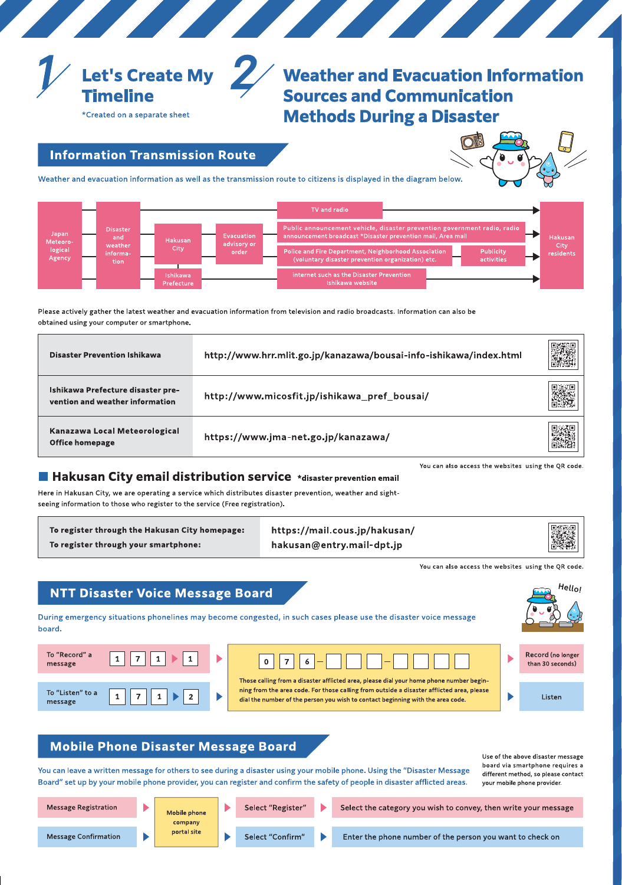# 1 Let's Create My Timeline

*Created on a separate sheet

# 2 Weather and Evacuation Information Sources and Communication Methods During a Disaster

## Information Transmission Route

Weather and evacuation information as well as the transmission route to citizens is displayed in the diagram below.

Japan Meteorological Agency → Disaster and weather information → Hakusan City / Ishikawa Prefecture → Evacuation advisory or order →

- TV and radio
- Public announcement vehicle, disaster prevention government radio, radio announcement broadcast *Disaster prevention mail, Area mail
- Police and Fire Department, Neighborhood Association (voluntary disaster prevention organization) etc. → Publicity activities
- internet such as the Disaster Prevention Ishikawa website

→ Hakusan City residents

Please actively gather the latest weather and evacuation information from television and radio broadcasts. Information can also be obtained using your computer or smartphone.

| | |
|---|---|
| **Disaster Prevention Ishikawa** | http://www.hrr.mlit.go.jp/kanazawa/bousai-info-ishikawa/index.html |
| **Ishikawa Prefecture disaster prevention and weather information** | http://www.micosfit.jp/ishikawa_pref_bousai/ |
| **Kanazawa Local Meteorological Office homepage** | https://www.jma-net.go.jp/kanazawa/ |

You can also access the websites using the QR code.

### Hakusan City email distribution service *disaster prevention email

Here in Hakusan City, we are operating a service which distributes disaster prevention, weather and sightseeing information to those who register to the service (Free registration).

| | |
|---|---|
| **To register through the Hakusan City homepage:** | https://mail.cous.jp/hakusan/ |
| **To register through your smartphone:** | hakusan@entry.mail-dpt.jp |

You can also access the websites using the QR code.

## NTT Disaster Voice Message Board

During emergency situations phonelines may become congested, in such cases please use the disaster voice message board.

- To "Record" a message: 1 7 1 ▶ 1 ▶ 0 7 6 – □ □ □ – □ □ □ □ ▶ Record (no longer than 30 seconds)
- To "Listen" to a message: 1 7 1 ▶ 2 ▶ 0 7 6 – □ □ □ – □ □ □ □ ▶ Listen

Those calling from a disaster afflicted area, please dial your home phone number beginning from the area code. For those calling from outside a disaster afflicted area, please dial the number of the person you wish to contact beginning with the area code.

## Mobile Phone Disaster Message Board

You can leave a written message for others to see during a disaster using your mobile phone. Using the "Disaster Message Board" set up by your mobile phone provider, you can register and confirm the safety of people in disaster afflicted areas.

Use of the above disaster message board via smartphone requires a different method, so please contact your mobile phone provider.

- Message Registration ▶ Mobile phone company portal site ▶ Select "Register" ▶ Select the category you wish to convey, then write your message
- Message Confirmation ▶ Mobile phone company portal site ▶ Select "Confirm" ▶ Enter the phone number of the person you want to check on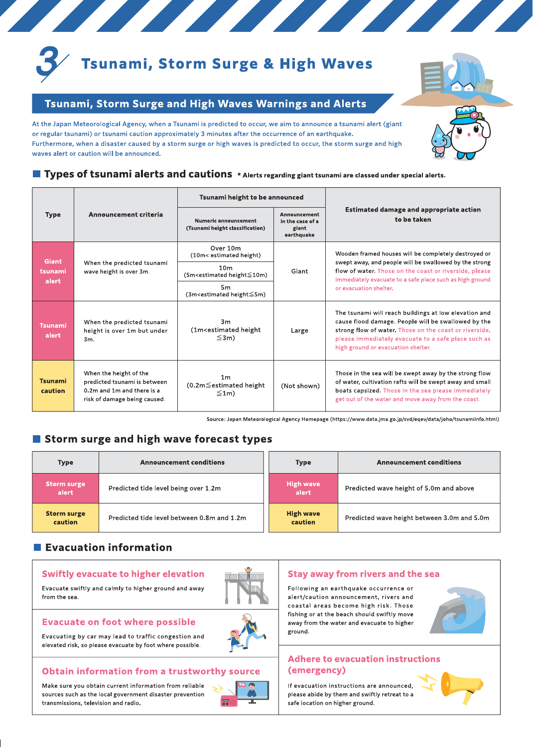# 3 Tsunami, Storm Surge & High Waves

## Tsunami, Storm Surge and High Waves Warnings and Alerts

At the Japan Meteorological Agency, when a Tsunami is predicted to occur, we aim to announce a tsunami alert (giant or regular tsunami) or tsunami caution approximately 3 minutes after the occurrence of an earthquake.
Furthermore, when a disaster caused by a storm surge or high waves is predicted to occur, the storm surge and high waves alert or caution will be announced.

### Types of tsunami alerts and cautions

*Alerts regarding giant tsunami are classed under special alerts.

| Type | Announcement criteria | Tsunami height to be announced | | Estimated damage and appropriate action to be taken |
|---|---|---|---|---|
| | | Numeric announcement (Tsunami height classification) | Announcement in the case of a giant earthquake | |
| Giant tsunami alert | When the predicted tsunami wave height is over 3m. | Over 10m (10m< estimated height) | Giant | Wooden framed houses will be completely destroyed or swept away, and people will be swallowed by the strong flow of water. Those on the coast or riverside, please immediately evacuate to a safe place such as high ground or evacuation shelter. |
| | | 10m (5m<estimated height≦10m) | | |
| | | 5m (3m<estimated height≦5m) | | |
| Tsunami alert | When the predicted tsunami height is over 1m but under 3m. | 3m (1m<estimated height ≦3m) | Large | The tsunami will reach buildings at low elevation and cause flood damage. People will be swallowed by the strong flow of water. Those on the coast or riverside, please immediately evacuate to a safe place such as high ground or evacuation shelter. |
| Tsunami caution | When the height of the predicted tsunami is between 0.2m and 1m and there is a risk of damage being caused. | 1m (0.2m≦estimated height ≦1m) | (Not shown) | Those in the sea will be swept away by the strong flow of water, cultivation rafts will be swept away and small boats capsized. Those in the sea please immediately get out of the water and move away from the coast. |

Source: Japan Meteorological Agency Homepage (https://www.data.jma.go.jp/svd/eqev/data/joho/tsunamiinfo.html)

### Storm surge and high wave forecast types

| Type | Announcement conditions |
|---|---|
| Storm surge alert | Predicted tide level being over 1.2m |
| Storm surge caution | Predicted tide level between 0.8m and 1.2m |

| Type | Announcement conditions |
|---|---|
| High wave alert | Predicted wave height of 5.0m and above |
| High wave caution | Predicted wave height between 3.0m and 5.0m |

### Evacuation information

**Swiftly evacuate to higher elevation**

Evacuate swiftly and calmly to higher ground and away from the sea.

**Evacuate on foot where possible**

Evacuating by car may lead to traffic congestion and elevated risk, so please evacuate by foot where possible.

**Obtain information from a trustworthy source**

Make sure you obtain current information from reliable sources such as the local government disaster prevention transmissions, television and radio.

**Stay away from rivers and the sea**

Following an earthquake occurrence or alert/caution announcement, rivers and coastal areas become high risk. Those fishing or at the beach should swiftly move away from the water and evacuate to higher ground.

**Adhere to evacuation instructions (emergency)**

If evacuation instructions are announced, please abide by them and swiftly retreat to a safe location on higher ground.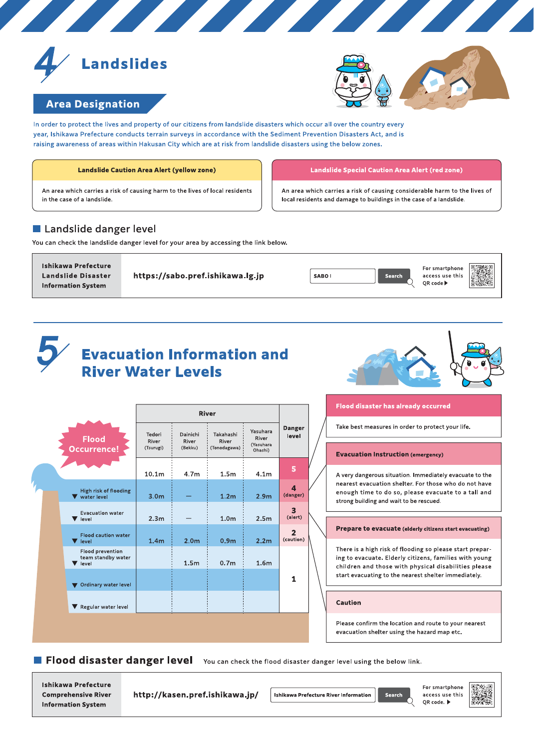# 4 Landslides

## Area Designation

In order to protect the lives and property of our citizens from landslide disasters which occur all over the country every year, Ishikawa Prefecture conducts terrain surveys in accordance with the Sediment Prevention Disasters Act, and is raising awareness of areas within Hakusan City which are at risk from landslide disasters using the below zones.

| Landslide Caution Area Alert (yellow zone) | Landslide Special Caution Area Alert (red zone) |
|---|---|
| An area which carries a risk of causing harm to the lives of local residents in the case of a landslide. | An area which carries a risk of causing considerable harm to the lives of local residents and damage to buildings in the case of a landslide. |

### Landslide danger level

You can check the landslide danger level for your area by accessing the link below.

| Ishikawa Prefecture Landslide Disaster Information System | https://sabo.pref.ishikawa.lg.jp | SABO I [Search] | For smartphone access use this QR code ▶ |
|---|---|---|---|

# 5 Evacuation Information and River Water Levels

Flood Occurrence!

| Water level | Tedori River (Tsurugi) | Dainichi River (Bekku) | Takahashi River (Tonodagawa) | Yasuhara River (Yasuhara Ohashi) | Danger level |
|---|---|---|---|---|---|
| | 10.1m | 4.7m | 1.5m | 4.1m | 5 |
| High risk of flooding water level | 3.0m | — | 1.2m | 2.9m | 4 (danger) |
| Evacuation water level | 2.3m | — | 1.0m | 2.5m | 3 (alert) |
| Flood caution water level | 1.4m | 2.0m | 0.9m | 2.2m | 2 (caution) |
| Flood prevention team standby water level | | 1.5m | 0.7m | 1.6m | 1 |
| Ordinary water level | | | | | 1 |
| Regular water level | | | | | 1 |

**Flood disaster has already occurred**

Take best measures in order to protect your life.

**Evacuation Instruction (emergency)**

A very dangerous situation. Immediately evacuate to the nearest evacuation shelter. For those who do not have enough time to do so, please evacuate to a tall and strong building and wait to be rescued.

**Prepare to evacuate (elderly citizens start evacuating)**

There is a high risk of flooding so please start preparing to evacuate. Elderly citizens, families with young children and those with physical disabilities please start evacuating to the nearest shelter immediately.

**Caution**

Please confirm the location and route to your nearest evacuation shelter using the hazard map etc.

### Flood disaster danger level

You can check the flood disaster danger level using the below link.

| Ishikawa Prefecture Comprehensive River Information System | http://kasen.pref.ishikawa.jp/ | Ishikawa Prefecture River Information [Search] | For smartphone access use this QR code. ▶ |
|---|---|---|---|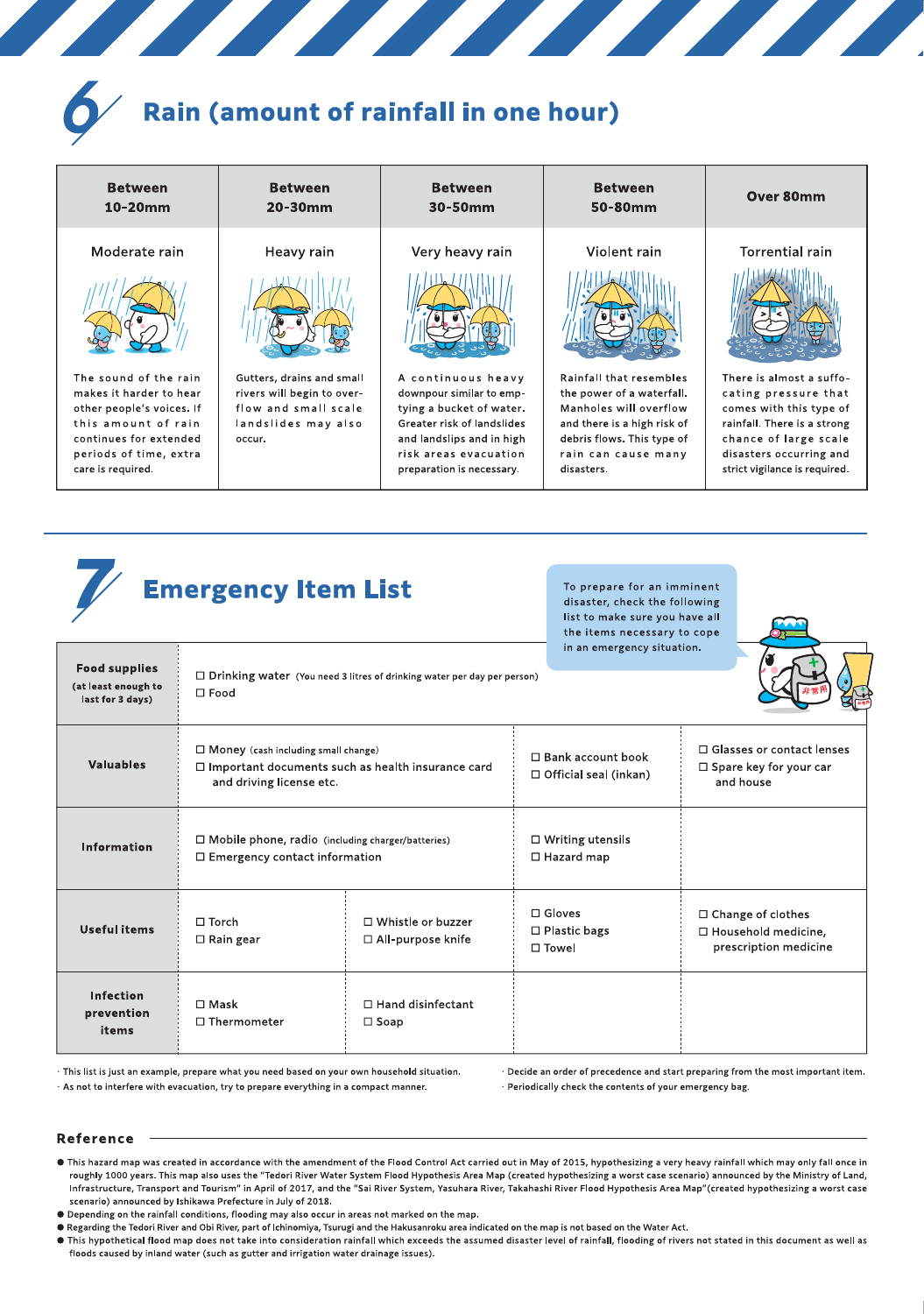## 6 Rain (amount of rainfall in one hour)

| Between 10-20mm | Between 20-30mm | Between 30-50mm | Between 50-80mm | Over 80mm |
|---|---|---|---|---|
| Moderate rain | Heavy rain | Very heavy rain | Violent rain | Torrential rain |
| The sound of the rain makes it harder to hear other people's voices. If this amount of rain continues for extended periods of time, extra care is required. | Gutters, drains and small rivers will begin to overflow and small scale landslides may also occur. | A continuous heavy downpour similar to emptying a bucket of water. Greater risk of landslides and landslips and in high risk areas evacuation preparation is necessary. | Rainfall that resembles the power of a waterfall. Manholes will overflow and there is a high risk of debris flows. This type of rain can cause many disasters. | There is almost a suffocating pressure that comes with this type of rainfall. There is a strong chance of large scale disasters occurring and strict vigilance is required. |

## 7 Emergency Item List

To prepare for an imminent disaster, check the following list to make sure you have all the items necessary to cope in an emergency situation.

| | | | | |
|---|---|---|---|---|
| **Food supplies** (at least enough to last for 3 days) | ☐ Drinking water (You need 3 litres of drinking water per day per person)<br>☐ Food | | | |
| **Valuables** | ☐ Money (cash including small change)<br>☐ Important documents such as health insurance card and driving license etc. | | ☐ Bank account book<br>☐ Official seal (inkan) | ☐ Glasses or contact lenses<br>☐ Spare key for your car and house |
| **Information** | ☐ Mobile phone, radio (including charger/batteries)<br>☐ Emergency contact information | | ☐ Writing utensils<br>☐ Hazard map | |
| **Useful items** | ☐ Torch<br>☐ Rain gear | ☐ Whistle or buzzer<br>☐ All-purpose knife | ☐ Gloves<br>☐ Plastic bags<br>☐ Towel | ☐ Change of clothes<br>☐ Household medicine, prescription medicine |
| **Infection prevention items** | ☐ Mask<br>☐ Thermometer | ☐ Hand disinfectant<br>☐ Soap | | |

- This list is just an example, prepare what you need based on your own household situation.
- As not to interfere with evacuation, try to prepare everything in a compact manner.
- Decide an order of precedence and start preparing from the most important item.
- Periodically check the contents of your emergency bag.

### Reference

- This hazard map was created in accordance with the amendment of the Flood Control Act carried out in May of 2015, hypothesizing a very heavy rainfall which may only fall once in roughly 1000 years. This map also uses the "Tedori River Water System Flood Hypothesis Area Map (created hypothesizing a worst case scenario) announced by the Ministry of Land, Infrastructure, Transport and Tourism" in April of 2017, and the "Sai River System, Yasuhara River, Takahashi River Flood Hypothesis Area Map"(created hypothesizing a worst case scenario) announced by Ishikawa Prefecture in July of 2018.
- Depending on the rainfall conditions, flooding may also occur in areas not marked on the map.
- Regarding the Tedori River and Obi River, part of Ichinomiya, Tsurugi and the Hakusanroku area indicated on the map is not based on the Water Act.
- This hypothetical flood map does not take into consideration rainfall which exceeds the assumed disaster level of rainfall, flooding of rivers not stated in this document as well as floods caused by inland water (such as gutter and irrigation water drainage issues).